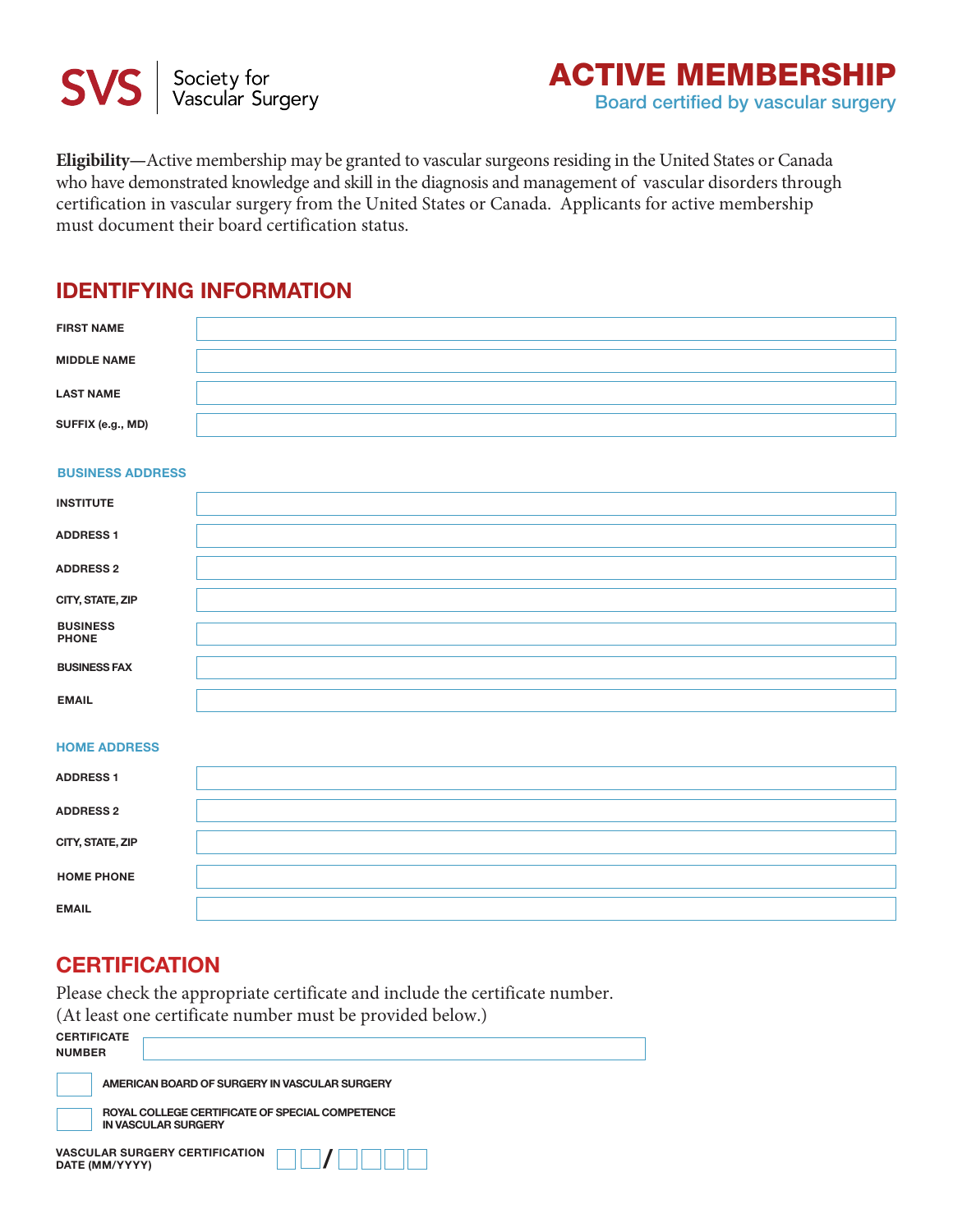SVS | Society for Vascular Surgery

# ACTIVE MEMBERSHIP

Board certified by vascular surgery

**Eligibility—**Active membership may be granted to vascular surgeons residing in the United States or Canada who have demonstrated knowledge and skill in the diagnosis and management of vascular disorders through certification in vascular surgery from the United States or Canada. Applicants for active membership must document their board certification status.

## IDENTIFYING INFORMATION

FIRST NAME

MIDDLE NAME

LAST NAME

SUFFIX (e.g., MD)

### BUSINESS ADDRESS

INSTITUTE

ADDRESS 1

ADDRESS 2

CITY, STATE, ZIP

BUSINESS PHONE

BUSINESS FAX

EMAIL

### HOME ADDRESS

ADDRESS 1

ADDRESS 2

CITY, STATE, ZIP

HOME PHONE

EMAIL

## CERTIFICATION

Please check the appropriate certificate and include the certificate number.
(At least one certificate number must be provided below.)

CERTIFICATE NUMBER

☐ AMERICAN BOARD OF SURGERY IN VASCULAR SURGERY

☐ ROYAL COLLEGE CERTIFICATE OF SPECIAL COMPETENCE IN VASCULAR SURGERY

VASCULAR SURGERY CERTIFICATION DATE (MM/YYYY) __ __ / __ __ __ __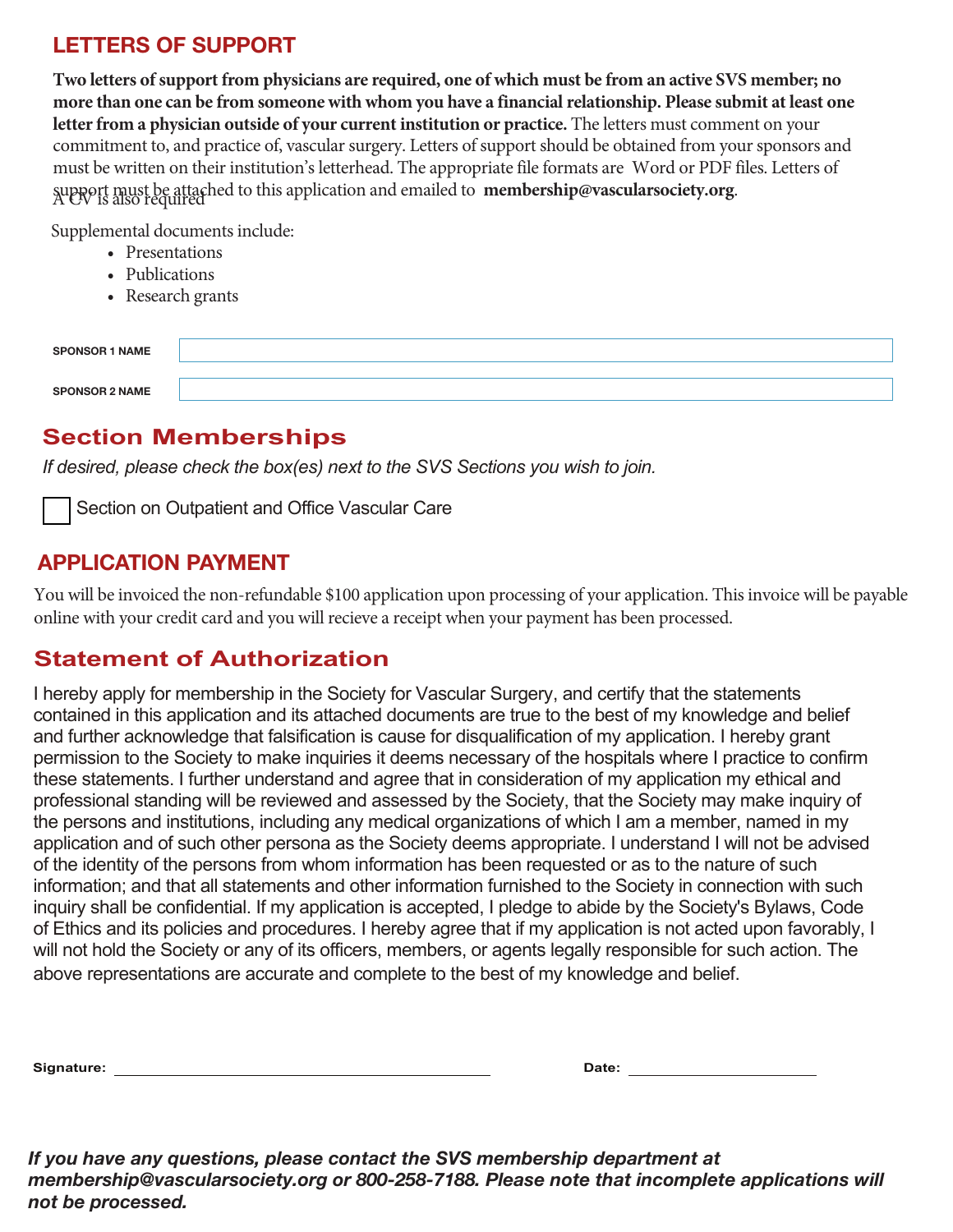## LETTERS OF SUPPORT

**Two letters of support from physicians are required, one of which must be from an active SVS member; no more than one can be from someone with whom you have a financial relationship. Please submit at least one letter from a physician outside of your current institution or practice.** The letters must comment on your commitment to, and practice of, vascular surgery. Letters of support should be obtained from your sponsors and must be written on their institution's letterhead. The appropriate file formats are Word or PDF files. Letters of support must be attached to this application and emailed to **membership@vascularsociety.org**.

A CV is also required

Supplemental documents include:

- Presentations
- Publications
- Research grants

**SPONSOR 1 NAME** \_\_\_\_\_\_\_\_\_\_\_\_\_\_\_\_\_\_\_\_

**SPONSOR 2 NAME** \_\_\_\_\_\_\_\_\_\_\_\_\_\_\_\_\_\_\_\_

## Section Memberships

*If desired, please check the box(es) next to the SVS Sections you wish to join.*

☐ Section on Outpatient and Office Vascular Care

## APPLICATION PAYMENT

You will be invoiced the non-refundable $100 application upon processing of your application. This invoice will be payable online with your credit card and you will recieve a receipt when your payment has been processed.

## Statement of Authorization

I hereby apply for membership in the Society for Vascular Surgery, and certify that the statements contained in this application and its attached documents are true to the best of my knowledge and belief and further acknowledge that falsification is cause for disqualification of my application. I hereby grant permission to the Society to make inquiries it deems necessary of the hospitals where I practice to confirm these statements. I further understand and agree that in consideration of my application my ethical and professional standing will be reviewed and assessed by the Society, that the Society may make inquiry of the persons and institutions, including any medical organizations of which I am a member, named in my application and of such other persona as the Society deems appropriate. I understand I will not be advised of the identity of the persons from whom information has been requested or as to the nature of such information; and that all statements and other information furnished to the Society in connection with such inquiry shall be confidential. If my application is accepted, I pledge to abide by the Society's Bylaws, Code of Ethics and its policies and procedures. I hereby agree that if my application is not acted upon favorably, I will not hold the Society or any of its officers, members, or agents legally responsible for such action. The above representations are accurate and complete to the best of my knowledge and belief.

**Signature:** \_\_\_\_\_\_\_\_\_\_\_\_\_\_\_\_\_\_\_\_ **Date:** \_\_\_\_\_\_\_\_\_\_\_\_

***If you have any questions, please contact the SVS membership department at membership@vascularsociety.org or 800-258-7188. Please note that incomplete applications will not be processed.***